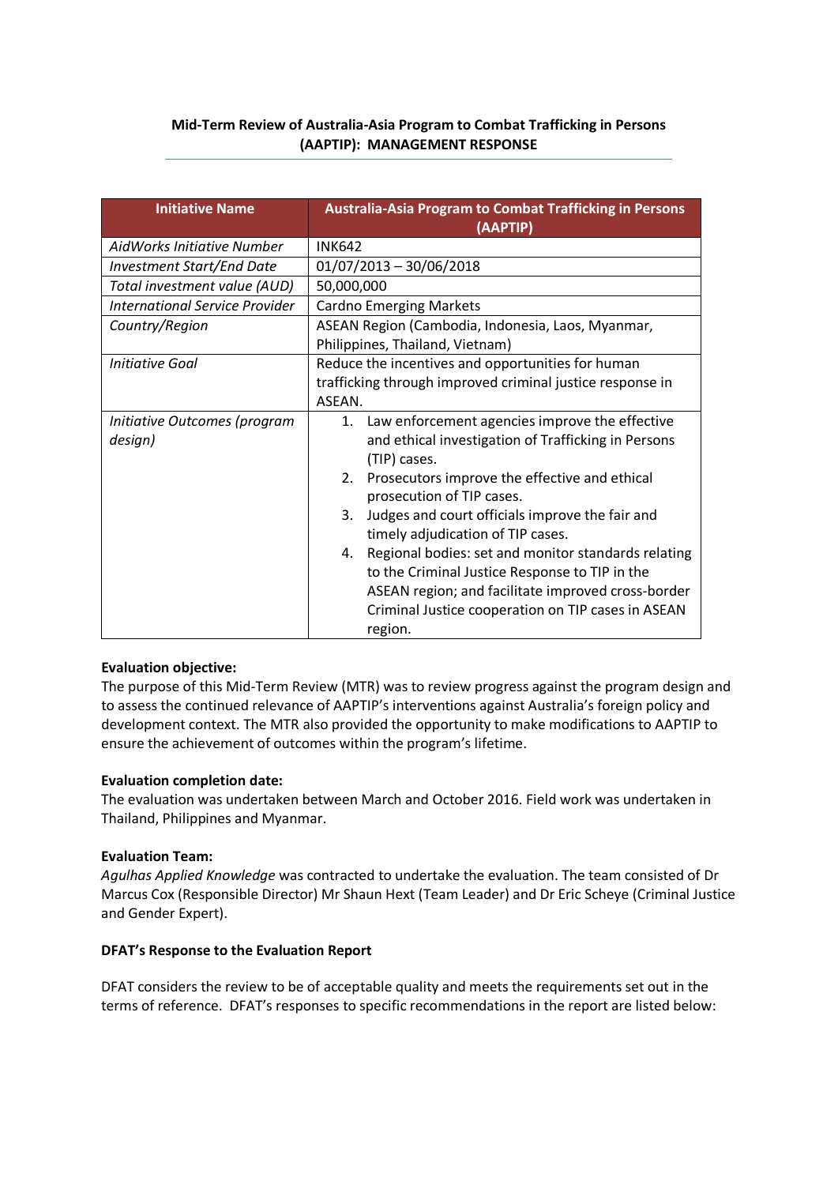**Mid-Term Review of Australia-Asia Program to Combat Trafficking in Persons (AAPTIP): MANAGEMENT RESPONSE**

| Initiative Name | Australia-Asia Program to Combat Trafficking in Persons (AAPTIP) |
|---|---|
| *AidWorks Initiative Number* | INK642 |
| *Investment Start/End Date* | 01/07/2013 – 30/06/2018 |
| *Total investment value (AUD)* | 50,000,000 |
| *International Service Provider* | Cardno Emerging Markets |
| *Country/Region* | ASEAN Region (Cambodia, Indonesia, Laos, Myanmar, Philippines, Thailand, Vietnam) |
| *Initiative Goal* | Reduce the incentives and opportunities for human trafficking through improved criminal justice response in ASEAN. |
| *Initiative Outcomes (program design)* | 1. Law enforcement agencies improve the effective and ethical investigation of Trafficking in Persons (TIP) cases.<br>2. Prosecutors improve the effective and ethical prosecution of TIP cases.<br>3. Judges and court officials improve the fair and timely adjudication of TIP cases.<br>4. Regional bodies: set and monitor standards relating to the Criminal Justice Response to TIP in the ASEAN region; and facilitate improved cross-border Criminal Justice cooperation on TIP cases in ASEAN region. |

**Evaluation objective:**

The purpose of this Mid-Term Review (MTR) was to review progress against the program design and to assess the continued relevance of AAPTIP's interventions against Australia's foreign policy and development context. The MTR also provided the opportunity to make modifications to AAPTIP to ensure the achievement of outcomes within the program's lifetime.

**Evaluation completion date:**

The evaluation was undertaken between March and October 2016. Field work was undertaken in Thailand, Philippines and Myanmar.

**Evaluation Team:**

*Agulhas Applied Knowledge* was contracted to undertake the evaluation. The team consisted of Dr Marcus Cox (Responsible Director) Mr Shaun Hext (Team Leader) and Dr Eric Scheye (Criminal Justice and Gender Expert).

**DFAT's Response to the Evaluation Report**

DFAT considers the review to be of acceptable quality and meets the requirements set out in the terms of reference. DFAT's responses to specific recommendations in the report are listed below: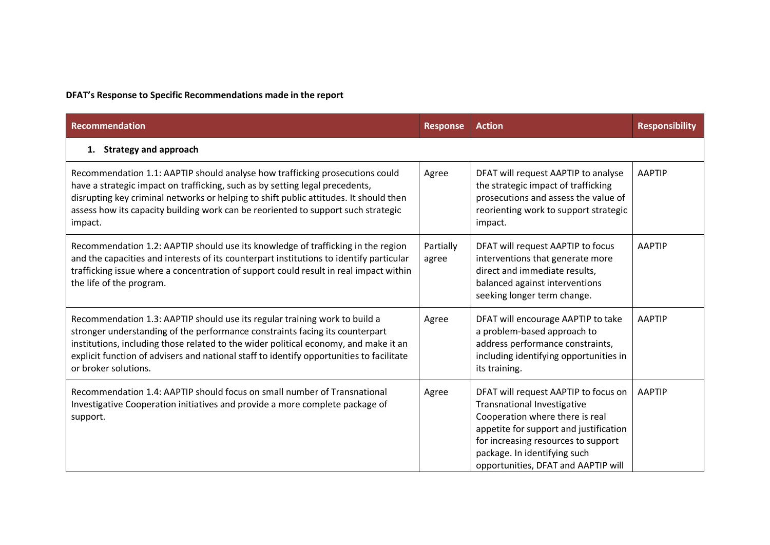**DFAT's Response to Specific Recommendations made in the report**

| Recommendation | Response | Action | Responsibility |
|---|---|---|---|
| **1. Strategy and approach** | | | |
| Recommendation 1.1: AAPTIP should analyse how trafficking prosecutions could have a strategic impact on trafficking, such as by setting legal precedents, disrupting key criminal networks or helping to shift public attitudes. It should then assess how its capacity building work can be reoriented to support such strategic impact. | Agree | DFAT will request AAPTIP to analyse the strategic impact of trafficking prosecutions and assess the value of reorienting work to support strategic impact. | AAPTIP |
| Recommendation 1.2: AAPTIP should use its knowledge of trafficking in the region and the capacities and interests of its counterpart institutions to identify particular trafficking issue where a concentration of support could result in real impact within the life of the program. | Partially agree | DFAT will request AAPTIP to focus interventions that generate more direct and immediate results, balanced against interventions seeking longer term change. | AAPTIP |
| Recommendation 1.3: AAPTIP should use its regular training work to build a stronger understanding of the performance constraints facing its counterpart institutions, including those related to the wider political economy, and make it an explicit function of advisers and national staff to identify opportunities to facilitate or broker solutions. | Agree | DFAT will encourage AAPTIP to take a problem-based approach to address performance constraints, including identifying opportunities in its training. | AAPTIP |
| Recommendation 1.4: AAPTIP should focus on small number of Transnational Investigative Cooperation initiatives and provide a more complete package of support. | Agree | DFAT will request AAPTIP to focus on Transnational Investigative Cooperation where there is real appetite for support and justification for increasing resources to support package. In identifying such opportunities, DFAT and AAPTIP will | AAPTIP |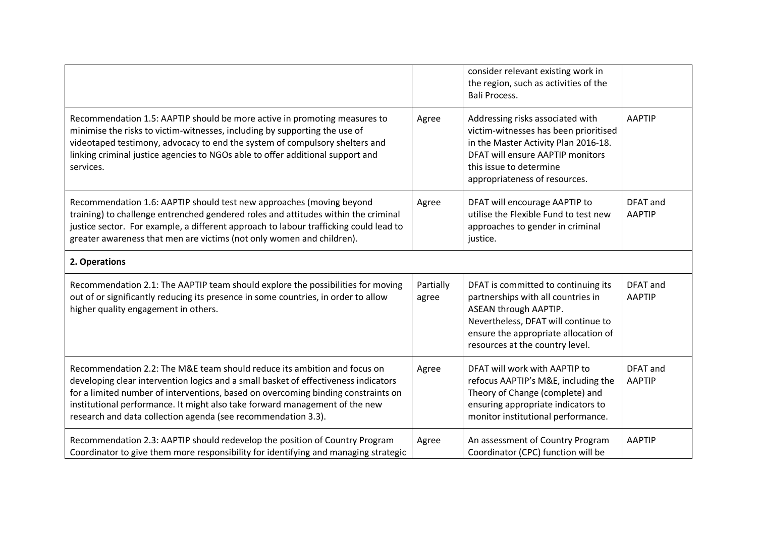| | | | |
|---|---|---|---|
| | | consider relevant existing work in the region, such as activities of the Bali Process. | |
| Recommendation 1.5: AAPTIP should be more active in promoting measures to minimise the risks to victim-witnesses, including by supporting the use of videotaped testimony, advocacy to end the system of compulsory shelters and linking criminal justice agencies to NGOs able to offer additional support and services. | Agree | Addressing risks associated with victim-witnesses has been prioritised in the Master Activity Plan 2016-18. DFAT will ensure AAPTIP monitors this issue to determine appropriateness of resources. | AAPTIP |
| Recommendation 1.6: AAPTIP should test new approaches (moving beyond training) to challenge entrenched gendered roles and attitudes within the criminal justice sector. For example, a different approach to labour trafficking could lead to greater awareness that men are victims (not only women and children). | Agree | DFAT will encourage AAPTIP to utilise the Flexible Fund to test new approaches to gender in criminal justice. | DFAT and AAPTIP |
| **2. Operations** | | | |
| Recommendation 2.1: The AAPTIP team should explore the possibilities for moving out of or significantly reducing its presence in some countries, in order to allow higher quality engagement in others. | Partially agree | DFAT is committed to continuing its partnerships with all countries in ASEAN through AAPTIP. Nevertheless, DFAT will continue to ensure the appropriate allocation of resources at the country level. | DFAT and AAPTIP |
| Recommendation 2.2: The M&E team should reduce its ambition and focus on developing clear intervention logics and a small basket of effectiveness indicators for a limited number of interventions, based on overcoming binding constraints on institutional performance. It might also take forward management of the new research and data collection agenda (see recommendation 3.3). | Agree | DFAT will work with AAPTIP to refocus AAPTIP's M&E, including the Theory of Change (complete) and ensuring appropriate indicators to monitor institutional performance. | DFAT and AAPTIP |
| Recommendation 2.3: AAPTIP should redevelop the position of Country Program Coordinator to give them more responsibility for identifying and managing strategic | Agree | An assessment of Country Program Coordinator (CPC) function will be | AAPTIP |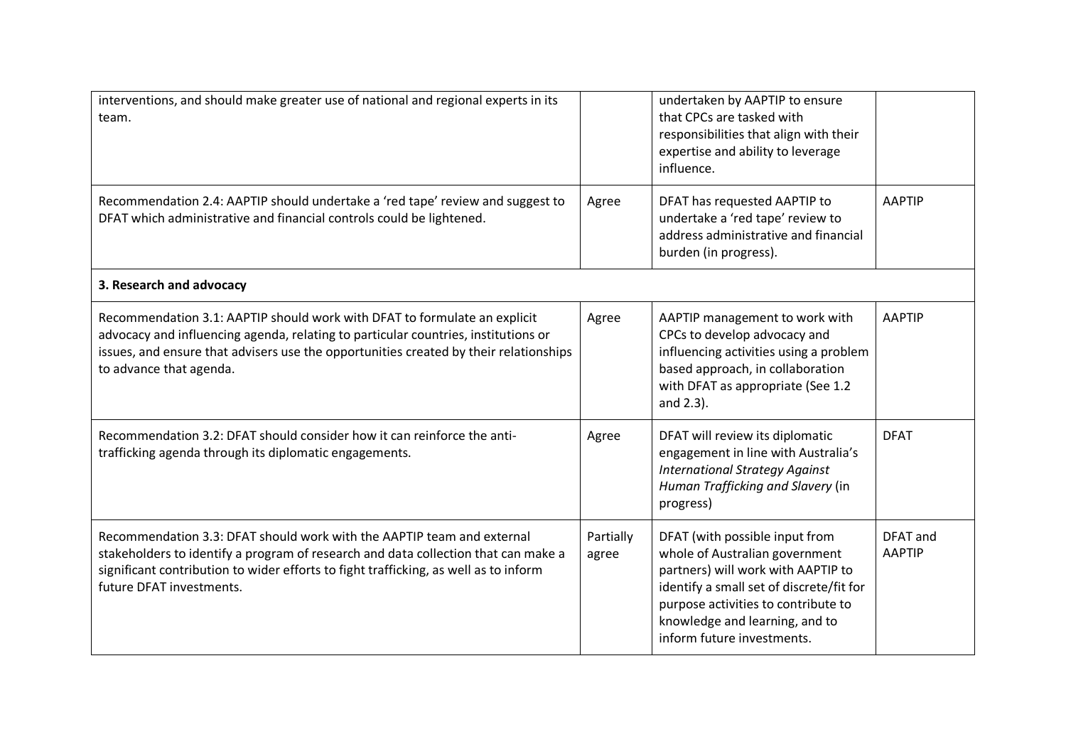| | | | |
|---|---|---|---|
| interventions, and should make greater use of national and regional experts in its team. | | undertaken by AAPTIP to ensure that CPCs are tasked with responsibilities that align with their expertise and ability to leverage influence. | |
| Recommendation 2.4: AAPTIP should undertake a 'red tape' review and suggest to DFAT which administrative and financial controls could be lightened. | Agree | DFAT has requested AAPTIP to undertake a 'red tape' review to address administrative and financial burden (in progress). | AAPTIP |
| **3. Research and advocacy** | | | |
| Recommendation 3.1: AAPTIP should work with DFAT to formulate an explicit advocacy and influencing agenda, relating to particular countries, institutions or issues, and ensure that advisers use the opportunities created by their relationships to advance that agenda. | Agree | AAPTIP management to work with CPCs to develop advocacy and influencing activities using a problem based approach, in collaboration with DFAT as appropriate (See 1.2 and 2.3). | AAPTIP |
| Recommendation 3.2: DFAT should consider how it can reinforce the anti-trafficking agenda through its diplomatic engagements. | Agree | DFAT will review its diplomatic engagement in line with Australia's *International Strategy Against Human Trafficking and Slavery* (in progress) | DFAT |
| Recommendation 3.3: DFAT should work with the AAPTIP team and external stakeholders to identify a program of research and data collection that can make a significant contribution to wider efforts to fight trafficking, as well as to inform future DFAT investments. | Partially agree | DFAT (with possible input from whole of Australian government partners) will work with AAPTIP to identify a small set of discrete/fit for purpose activities to contribute to knowledge and learning, and to inform future investments. | DFAT and AAPTIP |